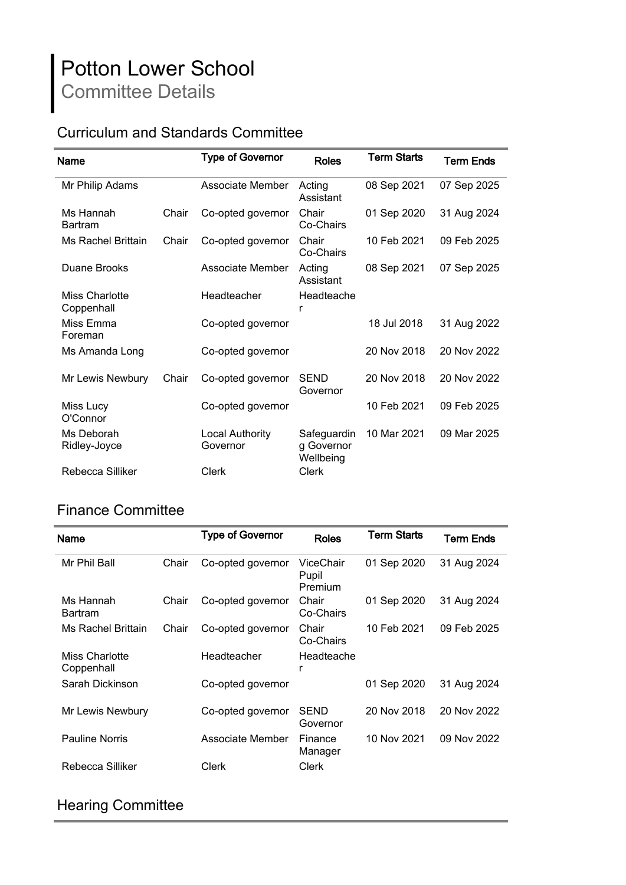# Potton Lower School

Committee Details

## Curriculum and Standards Committee

| Name | | Type of Governor | Roles | Term Starts | Term Ends |
|---|---|---|---|---|---|
| Mr Philip Adams | | Associate Member | Acting Assistant | 08 Sep 2021 | 07 Sep 2025 |
| Ms Hannah Bartram | Chair | Co-opted governor | Chair Co-Chairs | 01 Sep 2020 | 31 Aug 2024 |
| Ms Rachel Brittain | Chair | Co-opted governor | Chair Co-Chairs | 10 Feb 2021 | 09 Feb 2025 |
| Duane Brooks | | Associate Member | Acting Assistant | 08 Sep 2021 | 07 Sep 2025 |
| Miss Charlotte Coppenhall | | Headteacher | Headteacher | | |
| Miss Emma Foreman | | Co-opted governor | | 18 Jul 2018 | 31 Aug 2022 |
| Ms Amanda Long | | Co-opted governor | | 20 Nov 2018 | 20 Nov 2022 |
| Mr Lewis Newbury | Chair | Co-opted governor | SEND Governor | 20 Nov 2018 | 20 Nov 2022 |
| Miss Lucy O'Connor | | Co-opted governor | | 10 Feb 2021 | 09 Feb 2025 |
| Ms Deborah Ridley-Joyce | | Local Authority Governor | Safeguarding Governor Wellbeing | 10 Mar 2021 | 09 Mar 2025 |
| Rebecca Silliker | | Clerk | Clerk | | |

## Finance Committee

| Name | | Type of Governor | Roles | Term Starts | Term Ends |
|---|---|---|---|---|---|
| Mr Phil Ball | Chair | Co-opted governor | ViceChair Pupil Premium | 01 Sep 2020 | 31 Aug 2024 |
| Ms Hannah Bartram | Chair | Co-opted governor | Chair Co-Chairs | 01 Sep 2020 | 31 Aug 2024 |
| Ms Rachel Brittain | Chair | Co-opted governor | Chair Co-Chairs | 10 Feb 2021 | 09 Feb 2025 |
| Miss Charlotte Coppenhall | | Headteacher | Headteacher | | |
| Sarah Dickinson | | Co-opted governor | | 01 Sep 2020 | 31 Aug 2024 |
| Mr Lewis Newbury | | Co-opted governor | SEND Governor | 20 Nov 2018 | 20 Nov 2022 |
| Pauline Norris | | Associate Member | Finance Manager | 10 Nov 2021 | 09 Nov 2022 |
| Rebecca Silliker | | Clerk | Clerk | | |

## Hearing Committee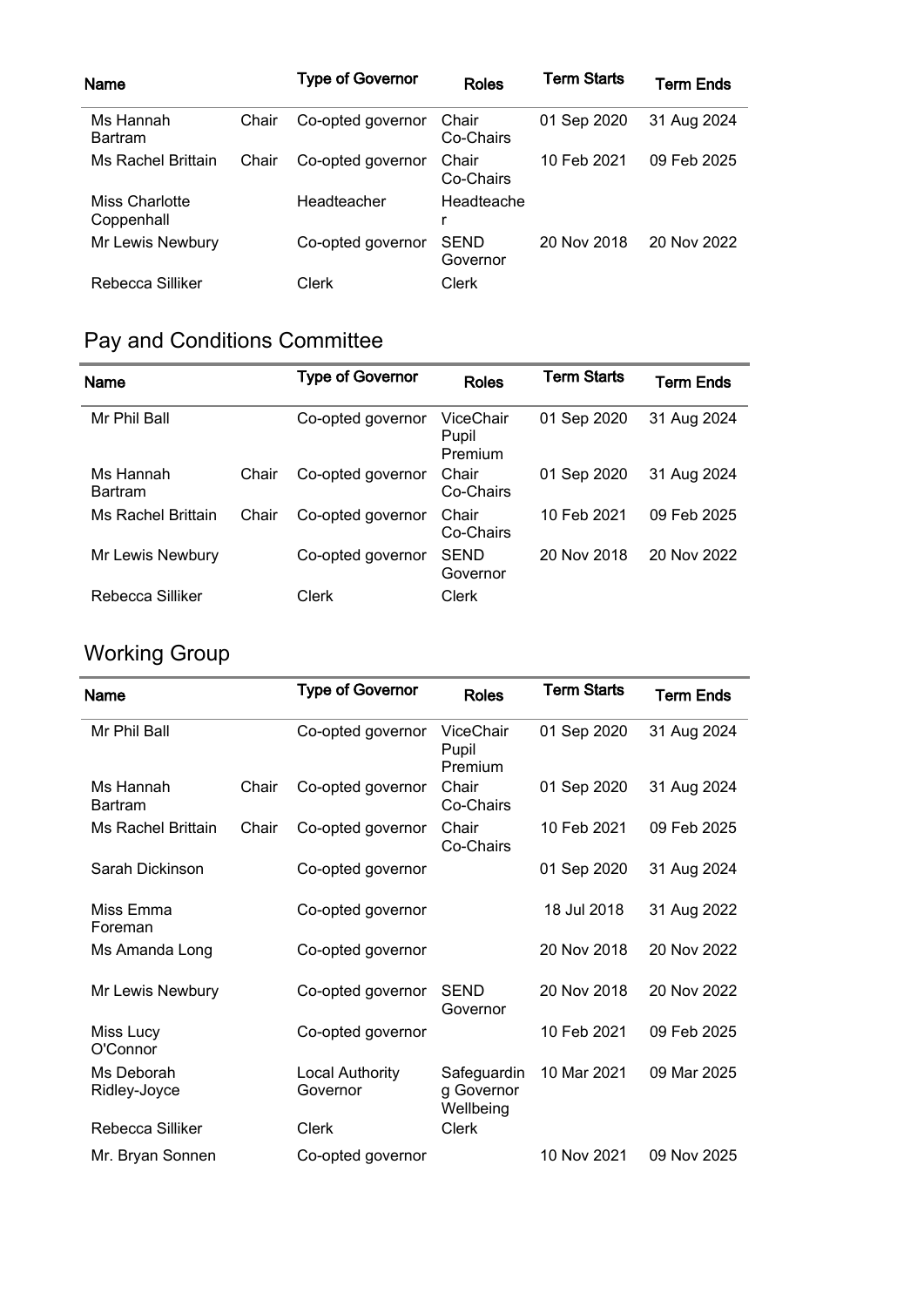| Name | | Type of Governor | Roles | Term Starts | Term Ends |
|---|---|---|---|---|---|
| Ms Hannah Bartram | Chair | Co-opted governor | Chair Co-Chairs | 01 Sep 2020 | 31 Aug 2024 |
| Ms Rachel Brittain | Chair | Co-opted governor | Chair Co-Chairs | 10 Feb 2021 | 09 Feb 2025 |
| Miss Charlotte Coppenhall | | Headteacher | Headteacher | | |
| Mr Lewis Newbury | | Co-opted governor | SEND Governor | 20 Nov 2018 | 20 Nov 2022 |
| Rebecca Silliker | | Clerk | Clerk | | |

## Pay and Conditions Committee

| Name | | Type of Governor | Roles | Term Starts | Term Ends |
|---|---|---|---|---|---|
| Mr Phil Ball | | Co-opted governor | ViceChair Pupil Premium | 01 Sep 2020 | 31 Aug 2024 |
| Ms Hannah Bartram | Chair | Co-opted governor | Chair Co-Chairs | 01 Sep 2020 | 31 Aug 2024 |
| Ms Rachel Brittain | Chair | Co-opted governor | Chair Co-Chairs | 10 Feb 2021 | 09 Feb 2025 |
| Mr Lewis Newbury | | Co-opted governor | SEND Governor | 20 Nov 2018 | 20 Nov 2022 |
| Rebecca Silliker | | Clerk | Clerk | | |

## Working Group

| Name | | Type of Governor | Roles | Term Starts | Term Ends |
|---|---|---|---|---|---|
| Mr Phil Ball | | Co-opted governor | ViceChair Pupil Premium | 01 Sep 2020 | 31 Aug 2024 |
| Ms Hannah Bartram | Chair | Co-opted governor | Chair Co-Chairs | 01 Sep 2020 | 31 Aug 2024 |
| Ms Rachel Brittain | Chair | Co-opted governor | Chair Co-Chairs | 10 Feb 2021 | 09 Feb 2025 |
| Sarah Dickinson | | Co-opted governor | | 01 Sep 2020 | 31 Aug 2024 |
| Miss Emma Foreman | | Co-opted governor | | 18 Jul 2018 | 31 Aug 2022 |
| Ms Amanda Long | | Co-opted governor | | 20 Nov 2018 | 20 Nov 2022 |
| Mr Lewis Newbury | | Co-opted governor | SEND Governor | 20 Nov 2018 | 20 Nov 2022 |
| Miss Lucy O'Connor | | Co-opted governor | | 10 Feb 2021 | 09 Feb 2025 |
| Ms Deborah Ridley-Joyce | | Local Authority Governor | Safeguarding Governor Wellbeing | 10 Mar 2021 | 09 Mar 2025 |
| Rebecca Silliker | | Clerk | Clerk | | |
| Mr. Bryan Sonnen | | Co-opted governor | | 10 Nov 2021 | 09 Nov 2025 |